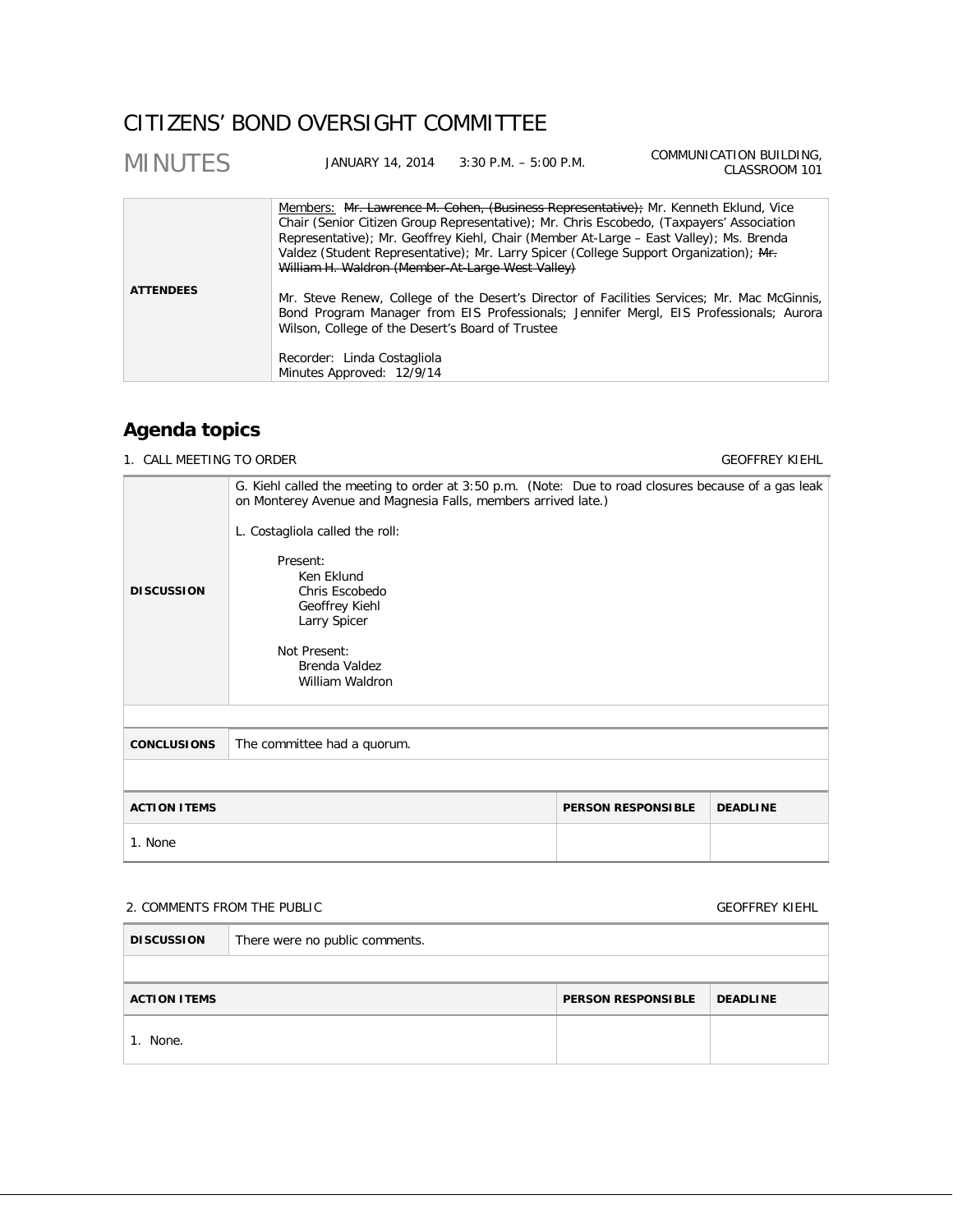# CITIZENS' BOND OVERSIGHT COMMITTEE

## MINUTES

JANUARY 14, 2014 3:30 P.M. – 5:00 P.M. COMMUNICATION BUILDING, CLASSROOM 101

| | |
|---|---|
| **ATTENDEES** | Members: ~~Mr. Lawrence M. Cohen, (Business Representative);~~ Mr. Kenneth Eklund, Vice Chair (Senior Citizen Group Representative); Mr. Chris Escobedo, (Taxpayers' Association Representative); Mr. Geoffrey Kiehl, Chair (Member At-Large – East Valley); Ms. Brenda Valdez (Student Representative); Mr. Larry Spicer (College Support Organization); ~~Mr. William H. Waldron (Member-At-Large West Valley)~~<br><br>Mr. Steve Renew, College of the Desert's Director of Facilities Services; Mr. Mac McGinnis, Bond Program Manager from EIS Professionals; Jennifer Mergl, EIS Professionals; Aurora Wilson, College of the Desert's Board of Trustee<br><br>Recorder: Linda Costagliola<br>Minutes Approved: 12/9/14 |

## Agenda topics

### 1. CALL MEETING TO ORDER — GEOFFREY KIEHL

| | |
|---|---|
| **DISCUSSION** | G. Kiehl called the meeting to order at 3:50 p.m. (Note: Due to road closures because of a gas leak on Monterey Avenue and Magnesia Falls, members arrived late.)<br><br>L. Costagliola called the roll:<br><br>Present:<br>Ken Eklund<br>Chris Escobedo<br>Geoffrey Kiehl<br>Larry Spicer<br><br>Not Present:<br>Brenda Valdez<br>William Waldron |
| **CONCLUSIONS** | The committee had a quorum. |

| ACTION ITEMS | PERSON RESPONSIBLE | DEADLINE |
|---|---|---|
| 1. None | | |

### 2. COMMENTS FROM THE PUBLIC — GEOFFREY KIEHL

| | |
|---|---|
| **DISCUSSION** | There were no public comments. |

| ACTION ITEMS | PERSON RESPONSIBLE | DEADLINE |
|---|---|---|
| 1. None. | | |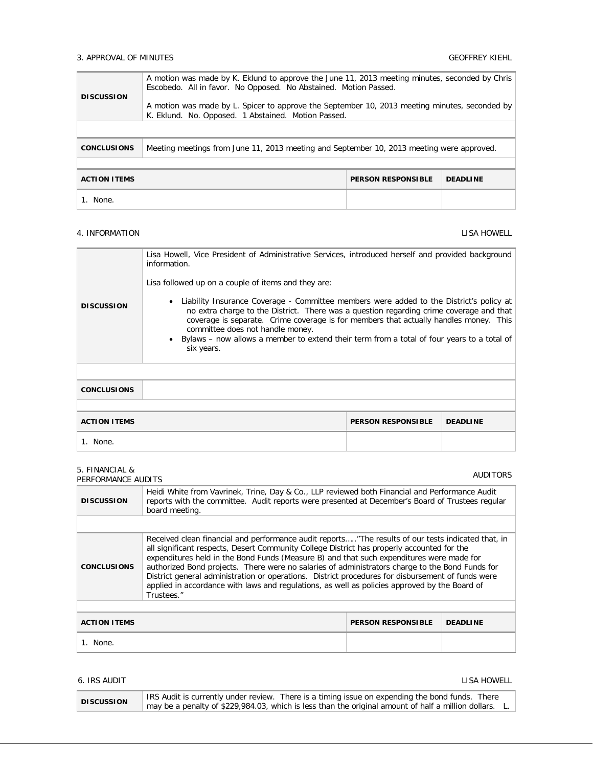## 3. APPROVAL OF MINUTES — GEOFFREY KIEHL

| | |
|---|---|
| **DISCUSSION** | A motion was made by K. Eklund to approve the June 11, 2013 meeting minutes, seconded by Chris Escobedo. All in favor. No Opposed. No Abstained. Motion Passed.<br><br>A motion was made by L. Spicer to approve the September 10, 2013 meeting minutes, seconded by K. Eklund. No. Opposed. 1 Abstained. Motion Passed. |
| **CONCLUSIONS** | Meeting meetings from June 11, 2013 meeting and September 10, 2013 meeting were approved. |

| ACTION ITEMS | PERSON RESPONSIBLE | DEADLINE |
|---|---|---|
| 1. None. | | |

## 4. INFORMATION — LISA HOWELL

| | |
|---|---|
| **DISCUSSION** | Lisa Howell, Vice President of Administrative Services, introduced herself and provided background information.<br><br>Lisa followed up on a couple of items and they are:<br><br>• Liability Insurance Coverage - Committee members were added to the District's policy at no extra charge to the District. There was a question regarding crime coverage and that coverage is separate. Crime coverage is for members that actually handles money. This committee does not handle money.<br>• Bylaws – now allows a member to extend their term from a total of four years to a total of six years. |
| **CONCLUSIONS** | |

| ACTION ITEMS | PERSON RESPONSIBLE | DEADLINE |
|---|---|---|
| 1. None. | | |

## 5. FINANCIAL & PERFORMANCE AUDITS — AUDITORS

| | |
|---|---|
| **DISCUSSION** | Heidi White from Vavrinek, Trine, Day & Co., LLP reviewed both Financial and Performance Audit reports with the committee. Audit reports were presented at December's Board of Trustees regular board meeting. |
| **CONCLUSIONS** | Received clean financial and performance audit reports….."The results of our tests indicated that, in all significant respects, Desert Community College District has properly accounted for the expenditures held in the Bond Funds (Measure B) and that such expenditures were made for authorized Bond projects. There were no salaries of administrators charge to the Bond Funds for District general administration or operations. District procedures for disbursement of funds were applied in accordance with laws and regulations, as well as policies approved by the Board of Trustees." |

| ACTION ITEMS | PERSON RESPONSIBLE | DEADLINE |
|---|---|---|
| 1. None. | | |

## 6. IRS AUDIT — LISA HOWELL

| | |
|---|---|
| **DISCUSSION** | IRS Audit is currently under review. There is a timing issue on expending the bond funds. There may be a penalty of $229,984.03, which is less than the original amount of half a million dollars. L. |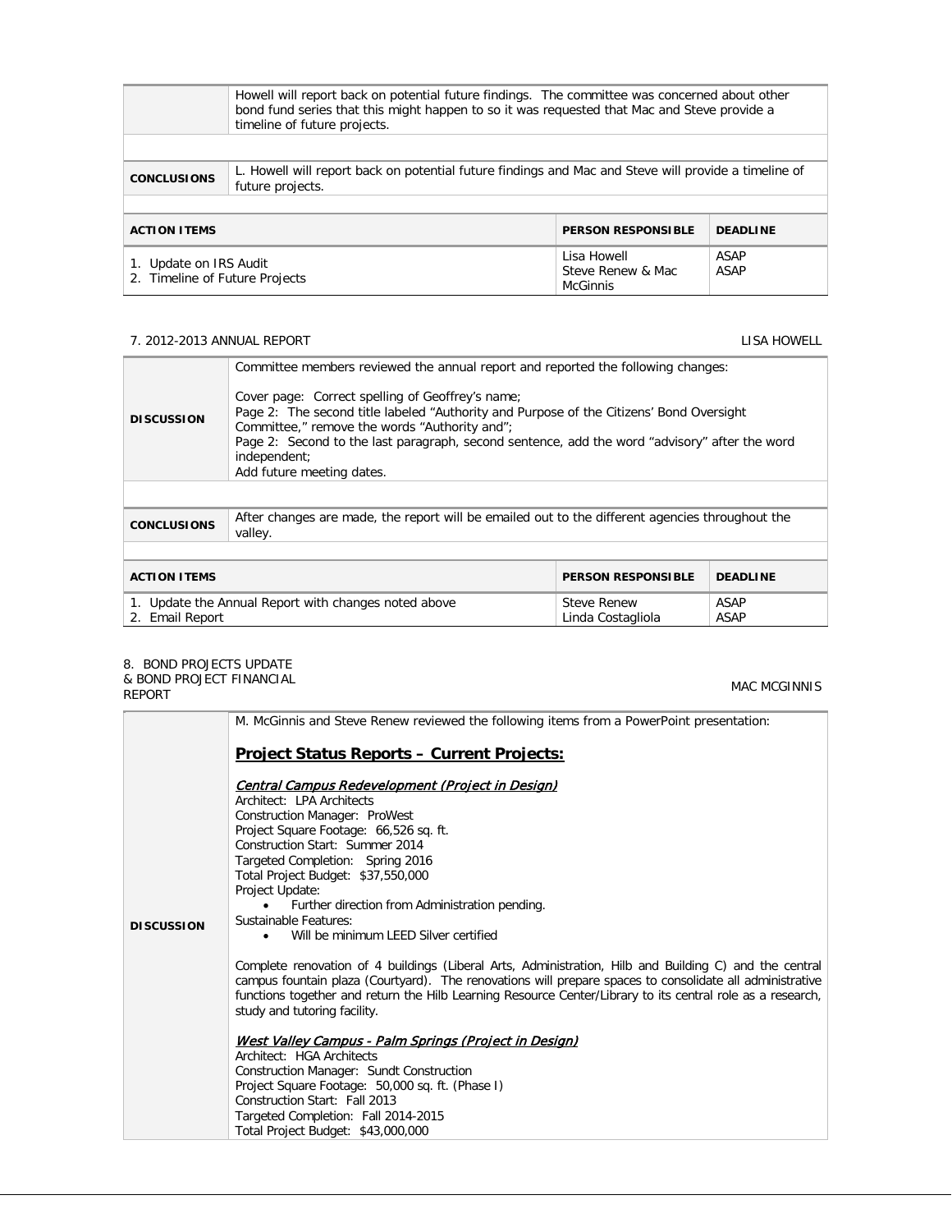| | |
|---|---|
| | Howell will report back on potential future findings. The committee was concerned about other bond fund series that this might happen to so it was requested that Mac and Steve provide a timeline of future projects. |
| **CONCLUSIONS** | L. Howell will report back on potential future findings and Mac and Steve will provide a timeline of future projects. |

| **ACTION ITEMS** | **PERSON RESPONSIBLE** | **DEADLINE** |
|---|---|---|
| 1. Update on IRS Audit | Lisa Howell | ASAP |
| 2. Timeline of Future Projects | Steve Renew & Mac McGinnis | ASAP |

7. 2012-2013 ANNUAL REPORT — LISA HOWELL

| | |
|---|---|
| **DISCUSSION** | Committee members reviewed the annual report and reported the following changes:<br><br>Cover page: Correct spelling of Geoffrey's name;<br>Page 2: The second title labeled "Authority and Purpose of the Citizens' Bond Oversight Committee," remove the words "Authority and";<br>Page 2: Second to the last paragraph, second sentence, add the word "advisory" after the word independent;<br>Add future meeting dates. |
| **CONCLUSIONS** | After changes are made, the report will be emailed out to the different agencies throughout the valley. |

| **ACTION ITEMS** | **PERSON RESPONSIBLE** | **DEADLINE** |
|---|---|---|
| 1. Update the Annual Report with changes noted above | Steve Renew | ASAP |
| 2. Email Report | Linda Costagliola | ASAP |

8. BOND PROJECTS UPDATE & BOND PROJECT FINANCIAL REPORT — MAC MCGINNIS

**DISCUSSION**

M. McGinnis and Steve Renew reviewed the following items from a PowerPoint presentation:

## Project Status Reports – Current Projects:

*Central Campus Redevelopment (Project in Design)*
Architect: LPA Architects
Construction Manager: ProWest
Project Square Footage: 66,526 sq. ft.
Construction Start: Summer 2014
Targeted Completion: Spring 2016
Total Project Budget: $37,550,000
Project Update:

- Further direction from Administration pending.

Sustainable Features:

- Will be minimum LEED Silver certified

Complete renovation of 4 buildings (Liberal Arts, Administration, Hilb and Building C) and the central campus fountain plaza (Courtyard). The renovations will prepare spaces to consolidate all administrative functions together and return the Hilb Learning Resource Center/Library to its central role as a research, study and tutoring facility.

*West Valley Campus - Palm Springs (Project in Design)*
Architect: HGA Architects
Construction Manager: Sundt Construction
Project Square Footage: 50,000 sq. ft. (Phase I)
Construction Start: Fall 2013
Targeted Completion: Fall 2014-2015
Total Project Budget: $43,000,000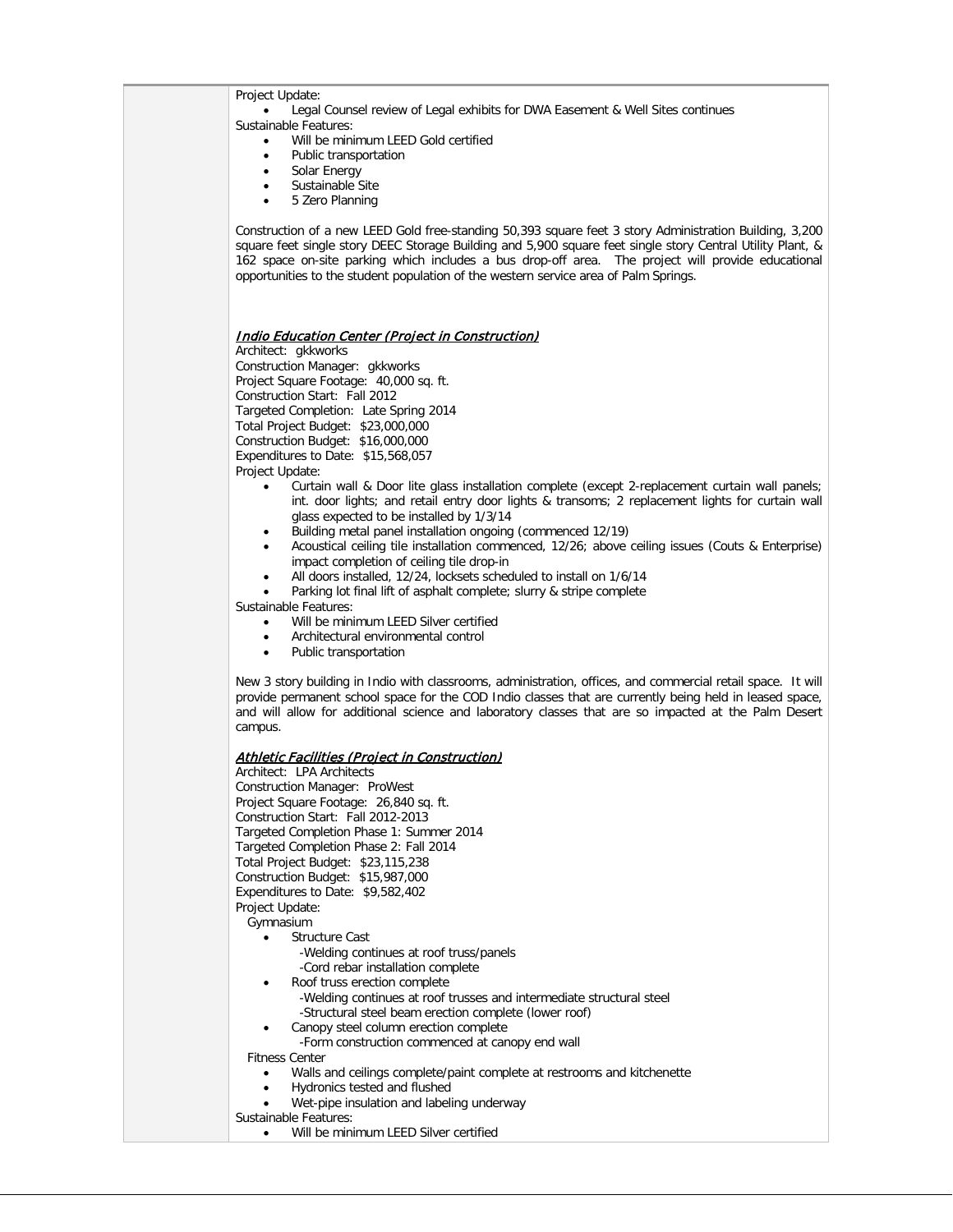Project Update:

- Legal Counsel review of Legal exhibits for DWA Easement & Well Sites continues

Sustainable Features:

- Will be minimum LEED Gold certified
- Public transportation
- Solar Energy
- Sustainable Site
- 5 Zero Planning

Construction of a new LEED Gold free-standing 50,393 square feet 3 story Administration Building, 3,200 square feet single story DEEC Storage Building and 5,900 square feet single story Central Utility Plant, & 162 space on-site parking which includes a bus drop-off area. The project will provide educational opportunities to the student population of the western service area of Palm Springs.

***Indio Education Center (Project in Construction)***

Architect: gkkworks
Construction Manager: gkkworks
Project Square Footage: 40,000 sq. ft.
Construction Start: Fall 2012
Targeted Completion: Late Spring 2014
Total Project Budget: $23,000,000
Construction Budget: $16,000,000
Expenditures to Date: $15,568,057
Project Update:

- Curtain wall & Door lite glass installation complete (except 2-replacement curtain wall panels; int. door lights; and retail entry door lights & transoms; 2 replacement lights for curtain wall glass expected to be installed by 1/3/14
- Building metal panel installation ongoing (commenced 12/19)
- Acoustical ceiling tile installation commenced, 12/26; above ceiling issues (Couts & Enterprise) impact completion of ceiling tile drop-in
- All doors installed, 12/24, locksets scheduled to install on 1/6/14
- Parking lot final lift of asphalt complete; slurry & stripe complete

Sustainable Features:

- Will be minimum LEED Silver certified
- Architectural environmental control
- Public transportation

New 3 story building in Indio with classrooms, administration, offices, and commercial retail space. It will provide permanent school space for the COD Indio classes that are currently being held in leased space, and will allow for additional science and laboratory classes that are so impacted at the Palm Desert campus.

***Athletic Facilities (Project in Construction)***

Architect: LPA Architects
Construction Manager: ProWest
Project Square Footage: 26,840 sq. ft.
Construction Start: Fall 2012-2013
Targeted Completion Phase 1: Summer 2014
Targeted Completion Phase 2: Fall 2014
Total Project Budget: $23,115,238
Construction Budget: $15,987,000
Expenditures to Date: $9,582,402
Project Update:

Gymnasium

- Structure Cast
  - -Welding continues at roof truss/panels
  - -Cord rebar installation complete
- Roof truss erection complete
  - -Welding continues at roof trusses and intermediate structural steel
  - -Structural steel beam erection complete (lower roof)
- Canopy steel column erection complete
  - -Form construction commenced at canopy end wall

Fitness Center

- Walls and ceilings complete/paint complete at restrooms and kitchenette
- Hydronics tested and flushed
- Wet-pipe insulation and labeling underway

Sustainable Features:

- Will be minimum LEED Silver certified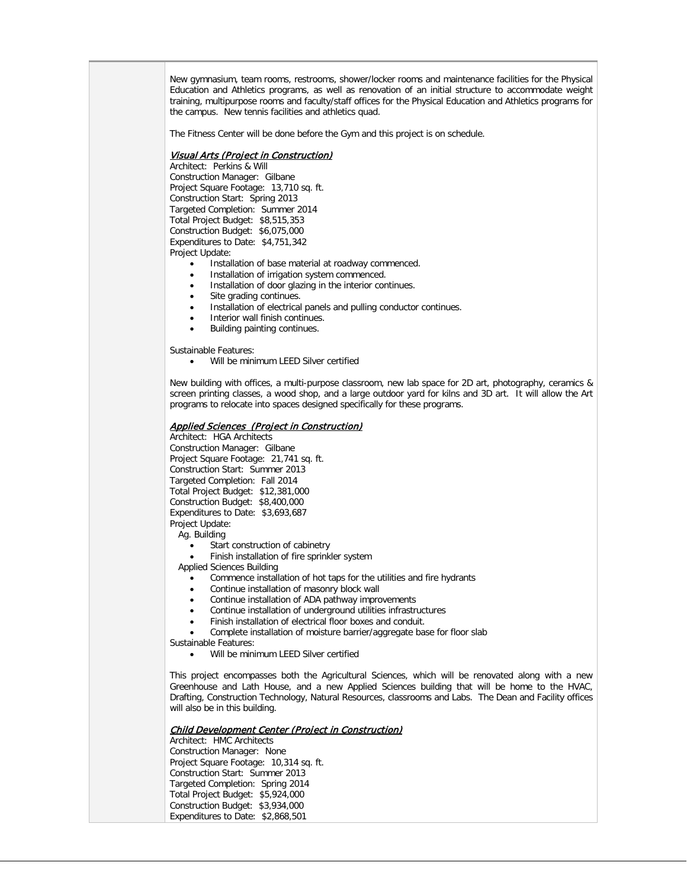New gymnasium, team rooms, restrooms, shower/locker rooms and maintenance facilities for the Physical Education and Athletics programs, as well as renovation of an initial structure to accommodate weight training, multipurpose rooms and faculty/staff offices for the Physical Education and Athletics programs for the campus. New tennis facilities and athletics quad.

The Fitness Center will be done before the Gym and this project is on schedule.

***Visual Arts (Project in Construction)***

Architect: Perkins & Will
Construction Manager: Gilbane
Project Square Footage: 13,710 sq. ft.
Construction Start: Spring 2013
Targeted Completion: Summer 2014
Total Project Budget: $8,515,353
Construction Budget: $6,075,000
Expenditures to Date: $4,751,342
Project Update:

- Installation of base material at roadway commenced.
- Installation of irrigation system commenced.
- Installation of door glazing in the interior continues.
- Site grading continues.
- Installation of electrical panels and pulling conductor continues.
- Interior wall finish continues.
- Building painting continues.

Sustainable Features:

- Will be minimum LEED Silver certified

New building with offices, a multi-purpose classroom, new lab space for 2D art, photography, ceramics & screen printing classes, a wood shop, and a large outdoor yard for kilns and 3D art. It will allow the Art programs to relocate into spaces designed specifically for these programs.

***Applied Sciences (Project in Construction)***

Architect: HGA Architects
Construction Manager: Gilbane
Project Square Footage: 21,741 sq. ft.
Construction Start: Summer 2013
Targeted Completion: Fall 2014
Total Project Budget: $12,381,000
Construction Budget: $8,400,000
Expenditures to Date: $3,693,687
Project Update:

Ag. Building

- Start construction of cabinetry
- Finish installation of fire sprinkler system

Applied Sciences Building

- Commence installation of hot taps for the utilities and fire hydrants
- Continue installation of masonry block wall
- Continue installation of ADA pathway improvements
- Continue installation of underground utilities infrastructures
- Finish installation of electrical floor boxes and conduit.
- Complete installation of moisture barrier/aggregate base for floor slab

Sustainable Features:

- Will be minimum LEED Silver certified

This project encompasses both the Agricultural Sciences, which will be renovated along with a new Greenhouse and Lath House, and a new Applied Sciences building that will be home to the HVAC, Drafting, Construction Technology, Natural Resources, classrooms and Labs. The Dean and Facility offices will also be in this building.

***Child Development Center (Project in Construction)***

Architect: HMC Architects
Construction Manager: None
Project Square Footage: 10,314 sq. ft.
Construction Start: Summer 2013
Targeted Completion: Spring 2014
Total Project Budget: $5,924,000
Construction Budget: $3,934,000
Expenditures to Date: $2,868,501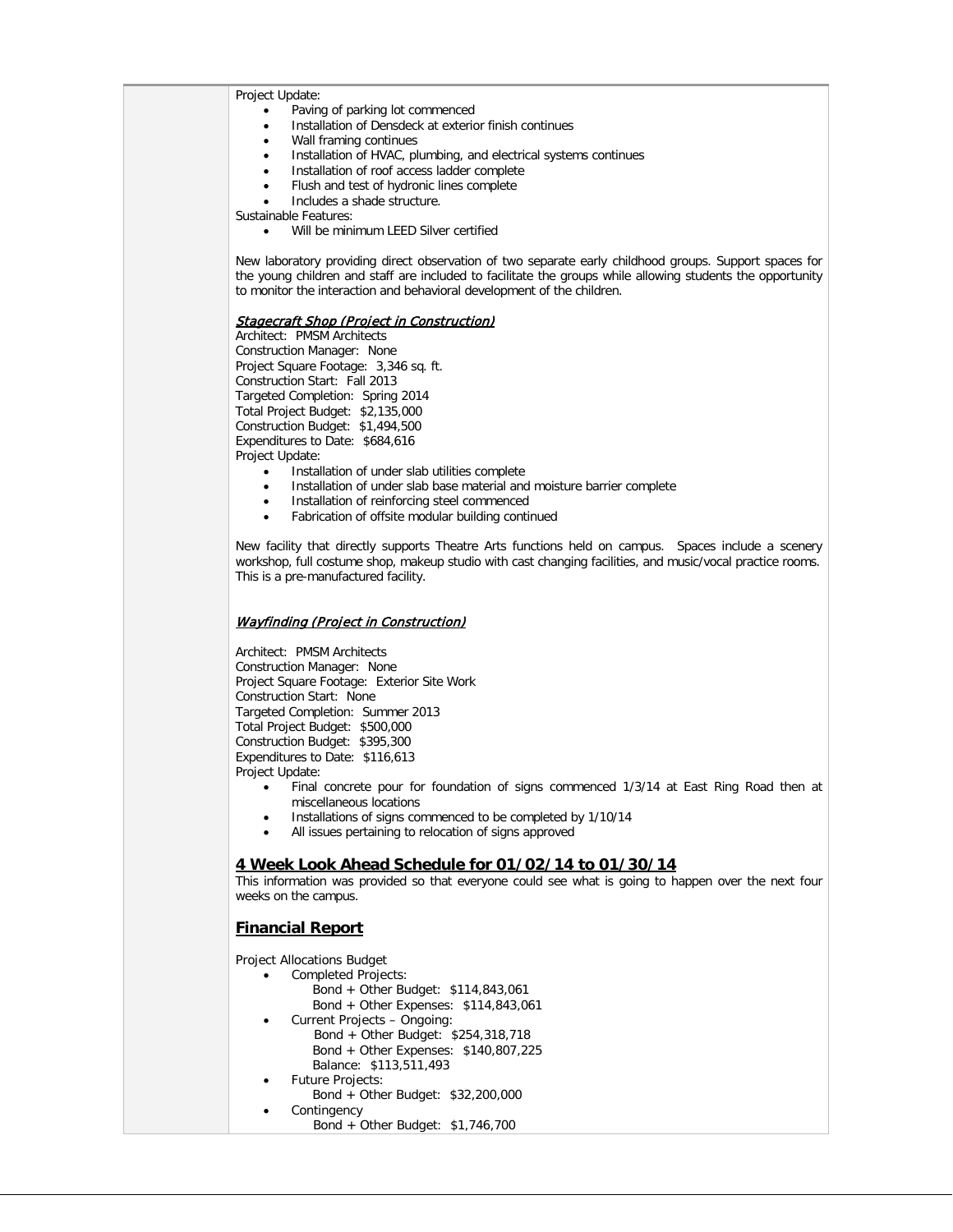Project Update:

- Paving of parking lot commenced
- Installation of Densdeck at exterior finish continues
- Wall framing continues
- Installation of HVAC, plumbing, and electrical systems continues
- Installation of roof access ladder complete
- Flush and test of hydronic lines complete
- Includes a shade structure.

Sustainable Features:

- Will be minimum LEED Silver certified

New laboratory providing direct observation of two separate early childhood groups. Support spaces for the young children and staff are included to facilitate the groups while allowing students the opportunity to monitor the interaction and behavioral development of the children.

***Stagecraft Shop (Project in Construction)***

Architect: PMSM Architects
Construction Manager: None
Project Square Footage: 3,346 sq. ft.
Construction Start: Fall 2013
Targeted Completion: Spring 2014
Total Project Budget: $2,135,000
Construction Budget: $1,494,500
Expenditures to Date: $684,616
Project Update:

- Installation of under slab utilities complete
- Installation of under slab base material and moisture barrier complete
- Installation of reinforcing steel commenced
- Fabrication of offsite modular building continued

New facility that directly supports Theatre Arts functions held on campus. Spaces include a scenery workshop, full costume shop, makeup studio with cast changing facilities, and music/vocal practice rooms. This is a pre-manufactured facility.

***Wayfinding (Project in Construction)***

Architect: PMSM Architects
Construction Manager: None
Project Square Footage: Exterior Site Work
Construction Start: None
Targeted Completion: Summer 2013
Total Project Budget: $500,000
Construction Budget: $395,300
Expenditures to Date: $116,613
Project Update:

- Final concrete pour for foundation of signs commenced 1/3/14 at East Ring Road then at miscellaneous locations
- Installations of signs commenced to be completed by 1/10/14
- All issues pertaining to relocation of signs approved

## 4 Week Look Ahead Schedule for 01/02/14 to 01/30/14

This information was provided so that everyone could see what is going to happen over the next four weeks on the campus.

## Financial Report

Project Allocations Budget

- Completed Projects:
  - Bond + Other Budget: $114,843,061
  - Bond + Other Expenses: $114,843,061
- Current Projects – Ongoing:
  - Bond + Other Budget: $254,318,718
  - Bond + Other Expenses: $140,807,225
  - Balance: $113,511,493
- Future Projects:
  - Bond + Other Budget: $32,200,000
- Contingency
  - Bond + Other Budget: $1,746,700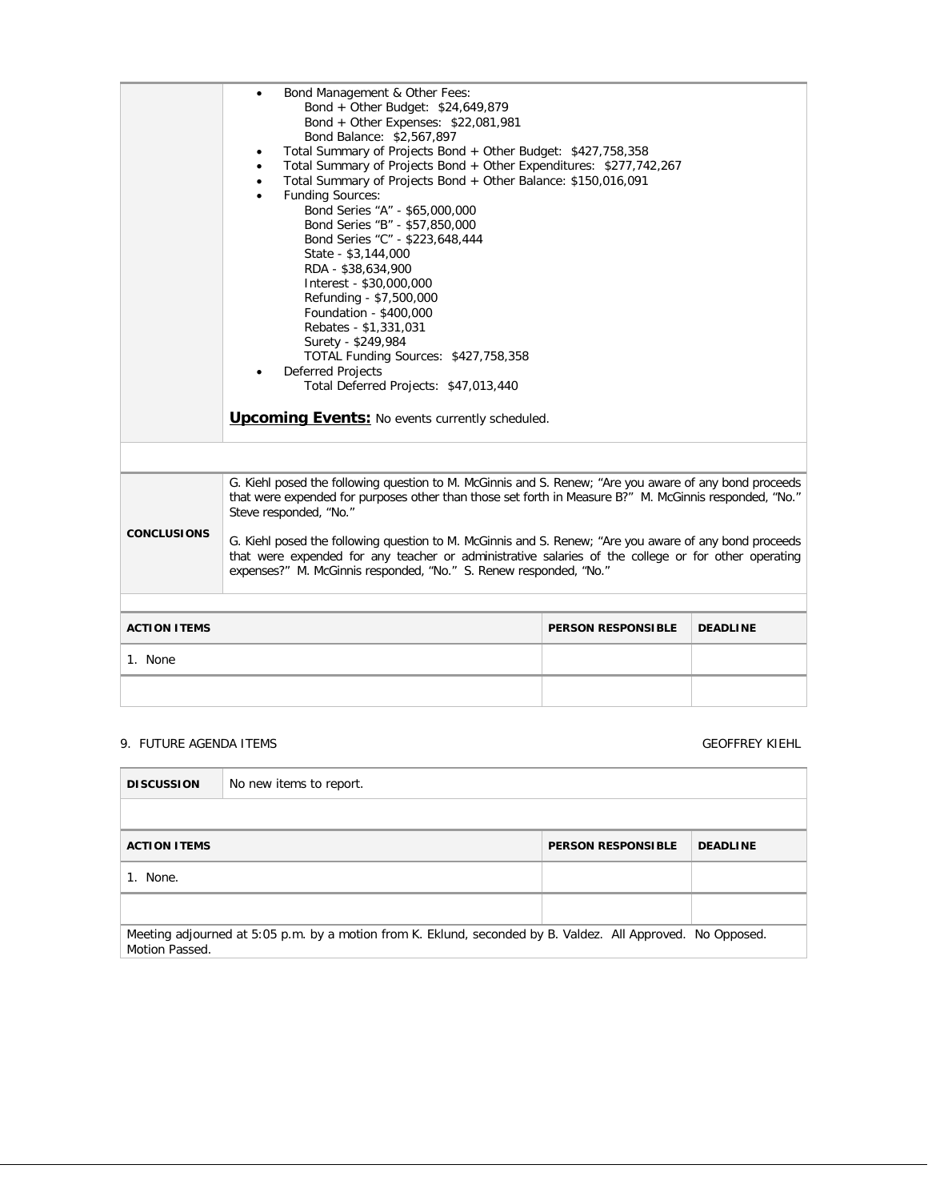- Bond Management & Other Fees:
  - Bond + Other Budget: $24,649,879
  - Bond + Other Expenses: $22,081,981
  - Bond Balance: $2,567,897
- Total Summary of Projects Bond + Other Budget: $427,758,358
- Total Summary of Projects Bond + Other Expenditures: $277,742,267
- Total Summary of Projects Bond + Other Balance: $150,016,091
- Funding Sources:
  - Bond Series "A" - $65,000,000
  - Bond Series "B" - $57,850,000
  - Bond Series "C" - $223,648,444
  - State - $3,144,000
  - RDA - $38,634,900
  - Interest - $30,000,000
  - Refunding - $7,500,000
  - Foundation - $400,000
  - Rebates - $1,331,031
  - Surety - $249,984
  - TOTAL Funding Sources: $427,758,358
- Deferred Projects
  - Total Deferred Projects: $47,013,440

**Upcoming Events:** No events currently scheduled.

| | |
|---|---|
| **CONCLUSIONS** | G. Kiehl posed the following question to M. McGinnis and S. Renew; "Are you aware of any bond proceeds that were expended for purposes other than those set forth in Measure B?" M. McGinnis responded, "No." Steve responded, "No."<br><br>G. Kiehl posed the following question to M. McGinnis and S. Renew; "Are you aware of any bond proceeds that were expended for any teacher or administrative salaries of the college or for other operating expenses?" M. McGinnis responded, "No." S. Renew responded, "No." |

| ACTION ITEMS | PERSON RESPONSIBLE | DEADLINE |
|---|---|---|
| 1. None | | |
| | | |

9. FUTURE AGENDA ITEMS — GEOFFREY KIEHL

| | |
|---|---|
| **DISCUSSION** | No new items to report. |

| ACTION ITEMS | PERSON RESPONSIBLE | DEADLINE |
|---|---|---|
| 1. None. | | |
| | | |

Meeting adjourned at 5:05 p.m. by a motion from K. Eklund, seconded by B. Valdez. All Approved. No Opposed. Motion Passed.